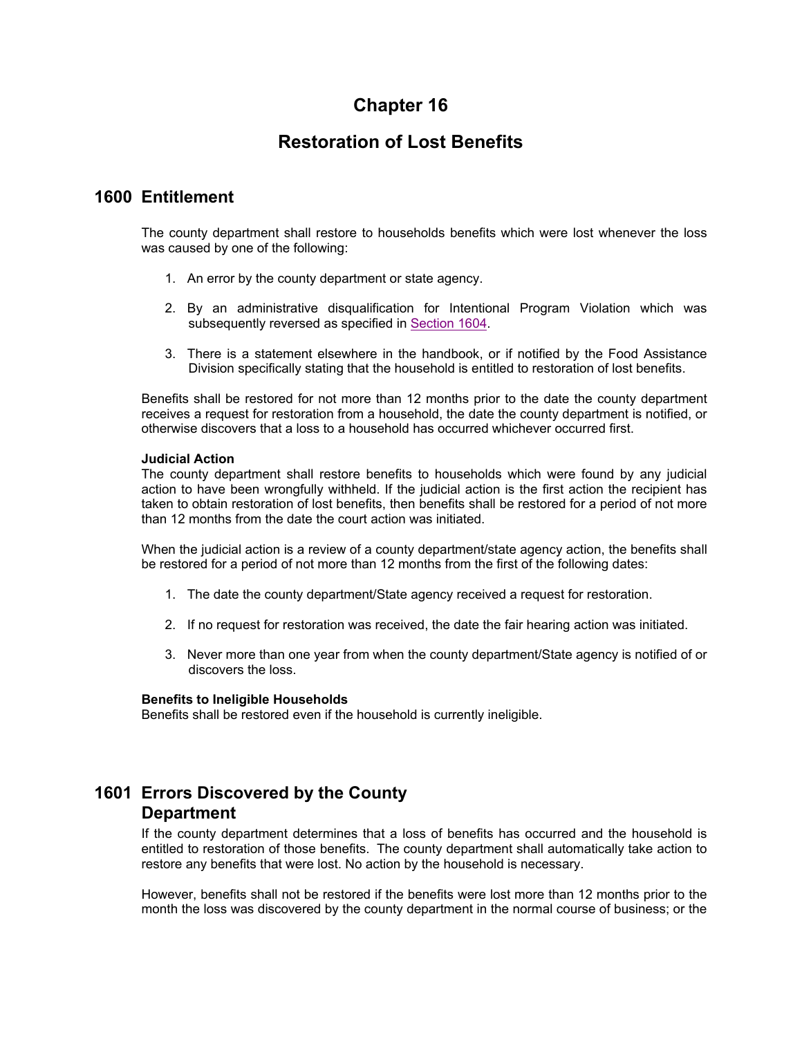# Chapter 16

# Restoration of Lost Benefits

## 1600 Entitlement

The county department shall restore to households benefits which were lost whenever the loss was caused by one of the following:

1. An error by the county department or state agency.
2. By an administrative disqualification for Intentional Program Violation which was subsequently reversed as specified in Section 1604.
3. There is a statement elsewhere in the handbook, or if notified by the Food Assistance Division specifically stating that the household is entitled to restoration of lost benefits.

Benefits shall be restored for not more than 12 months prior to the date the county department receives a request for restoration from a household, the date the county department is notified, or otherwise discovers that a loss to a household has occurred whichever occurred first.

**Judicial Action**
The county department shall restore benefits to households which were found by any judicial action to have been wrongfully withheld. If the judicial action is the first action the recipient has taken to obtain restoration of lost benefits, then benefits shall be restored for a period of not more than 12 months from the date the court action was initiated.

When the judicial action is a review of a county department/state agency action, the benefits shall be restored for a period of not more than 12 months from the first of the following dates:

1. The date the county department/State agency received a request for restoration.
2. If no request for restoration was received, the date the fair hearing action was initiated.
3. Never more than one year from when the county department/State agency is notified of or discovers the loss.

**Benefits to Ineligible Households**
Benefits shall be restored even if the household is currently ineligible.

## 1601 Errors Discovered by the County Department

If the county department determines that a loss of benefits has occurred and the household is entitled to restoration of those benefits. The county department shall automatically take action to restore any benefits that were lost. No action by the household is necessary.

However, benefits shall not be restored if the benefits were lost more than 12 months prior to the month the loss was discovered by the county department in the normal course of business; or the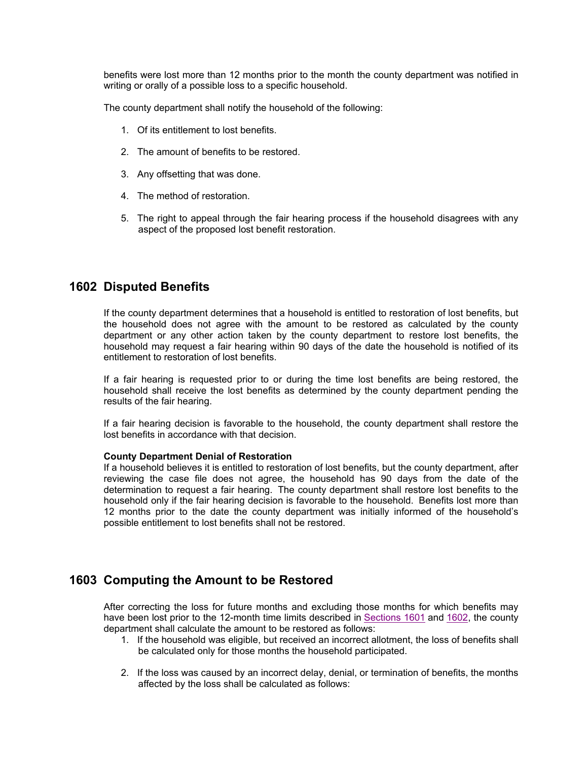benefits were lost more than 12 months prior to the month the county department was notified in writing or orally of a possible loss to a specific household.

The county department shall notify the household of the following:

1. Of its entitlement to lost benefits.

2. The amount of benefits to be restored.

3. Any offsetting that was done.

4. The method of restoration.

5. The right to appeal through the fair hearing process if the household disagrees with any aspect of the proposed lost benefit restoration.

## 1602 Disputed Benefits

If the county department determines that a household is entitled to restoration of lost benefits, but the household does not agree with the amount to be restored as calculated by the county department or any other action taken by the county department to restore lost benefits, the household may request a fair hearing within 90 days of the date the household is notified of its entitlement to restoration of lost benefits.

If a fair hearing is requested prior to or during the time lost benefits are being restored, the household shall receive the lost benefits as determined by the county department pending the results of the fair hearing.

If a fair hearing decision is favorable to the household, the county department shall restore the lost benefits in accordance with that decision.

**County Department Denial of Restoration**
If a household believes it is entitled to restoration of lost benefits, but the county department, after reviewing the case file does not agree, the household has 90 days from the date of the determination to request a fair hearing. The county department shall restore lost benefits to the household only if the fair hearing decision is favorable to the household. Benefits lost more than 12 months prior to the date the county department was initially informed of the household's possible entitlement to lost benefits shall not be restored.

## 1603 Computing the Amount to be Restored

After correcting the loss for future months and excluding those months for which benefits may have been lost prior to the 12-month time limits described in Sections 1601 and 1602, the county department shall calculate the amount to be restored as follows:

1. If the household was eligible, but received an incorrect allotment, the loss of benefits shall be calculated only for those months the household participated.

2. If the loss was caused by an incorrect delay, denial, or termination of benefits, the months affected by the loss shall be calculated as follows: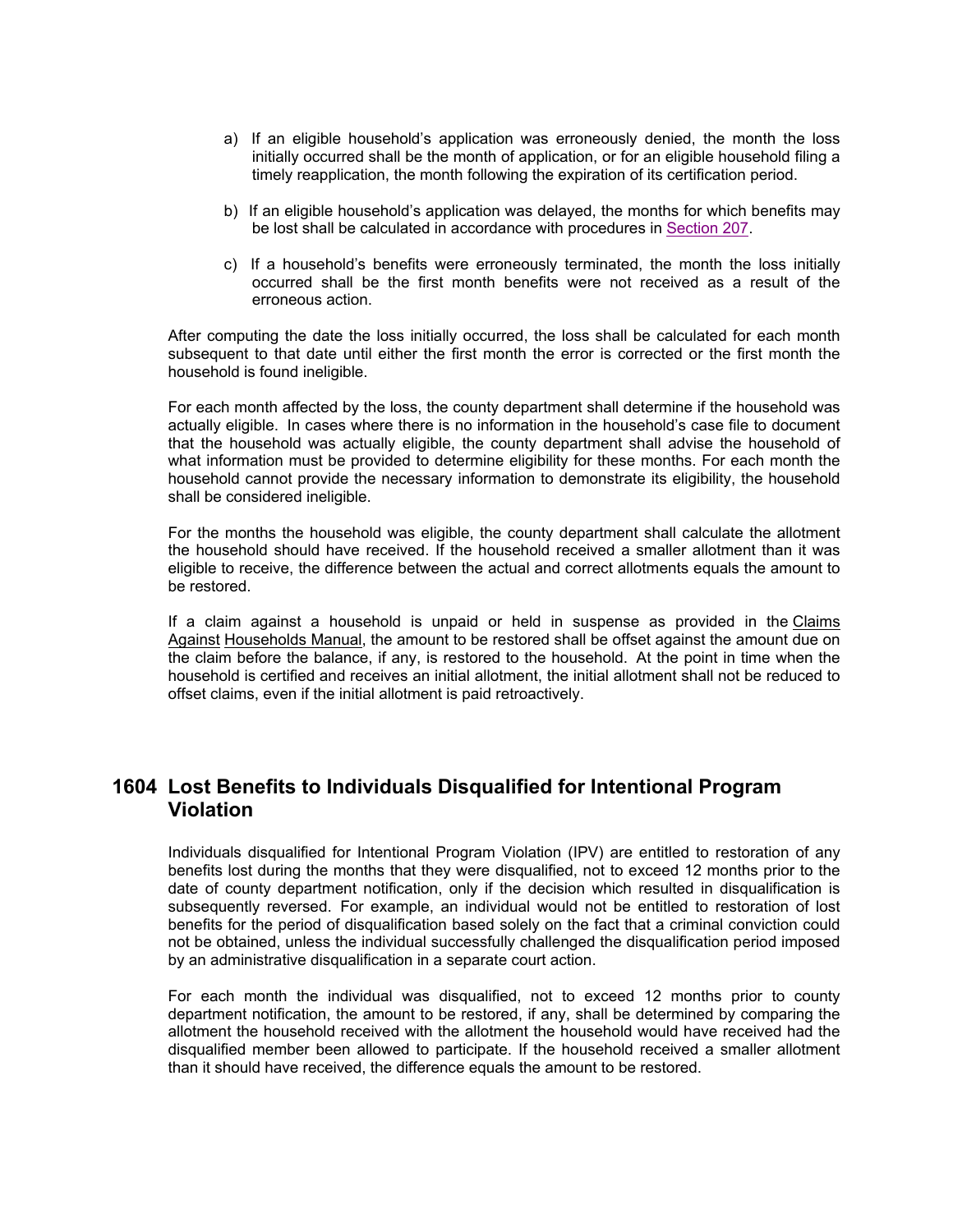a) If an eligible household's application was erroneously denied, the month the loss initially occurred shall be the month of application, or for an eligible household filing a timely reapplication, the month following the expiration of its certification period.

b) If an eligible household's application was delayed, the months for which benefits may be lost shall be calculated in accordance with procedures in Section 207.

c) If a household's benefits were erroneously terminated, the month the loss initially occurred shall be the first month benefits were not received as a result of the erroneous action.

After computing the date the loss initially occurred, the loss shall be calculated for each month subsequent to that date until either the first month the error is corrected or the first month the household is found ineligible.

For each month affected by the loss, the county department shall determine if the household was actually eligible. In cases where there is no information in the household's case file to document that the household was actually eligible, the county department shall advise the household of what information must be provided to determine eligibility for these months. For each month the household cannot provide the necessary information to demonstrate its eligibility, the household shall be considered ineligible.

For the months the household was eligible, the county department shall calculate the allotment the household should have received. If the household received a smaller allotment than it was eligible to receive, the difference between the actual and correct allotments equals the amount to be restored.

If a claim against a household is unpaid or held in suspense as provided in the Claims Against Households Manual, the amount to be restored shall be offset against the amount due on the claim before the balance, if any, is restored to the household. At the point in time when the household is certified and receives an initial allotment, the initial allotment shall not be reduced to offset claims, even if the initial allotment is paid retroactively.

## 1604 Lost Benefits to Individuals Disqualified for Intentional Program Violation

Individuals disqualified for Intentional Program Violation (IPV) are entitled to restoration of any benefits lost during the months that they were disqualified, not to exceed 12 months prior to the date of county department notification, only if the decision which resulted in disqualification is subsequently reversed. For example, an individual would not be entitled to restoration of lost benefits for the period of disqualification based solely on the fact that a criminal conviction could not be obtained, unless the individual successfully challenged the disqualification period imposed by an administrative disqualification in a separate court action.

For each month the individual was disqualified, not to exceed 12 months prior to county department notification, the amount to be restored, if any, shall be determined by comparing the allotment the household received with the allotment the household would have received had the disqualified member been allowed to participate. If the household received a smaller allotment than it should have received, the difference equals the amount to be restored.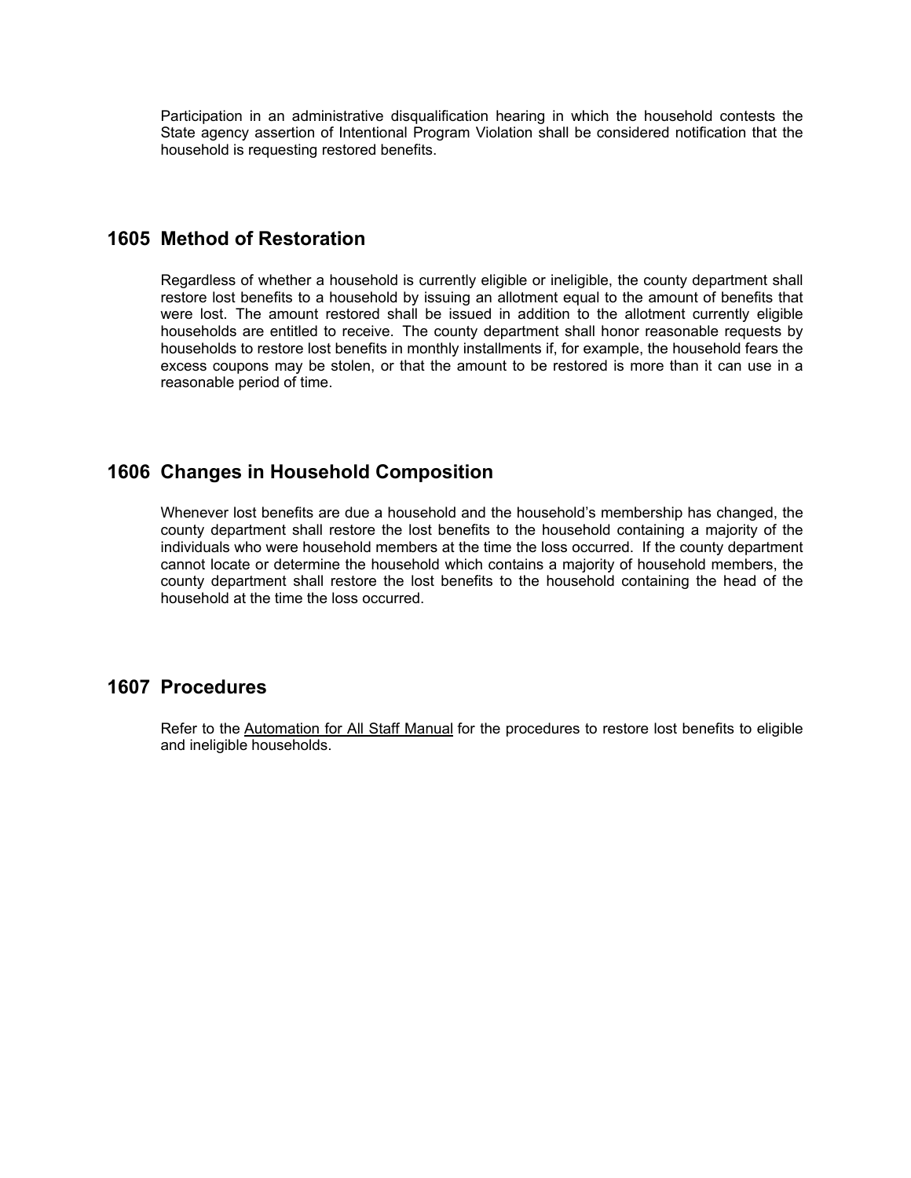Participation in an administrative disqualification hearing in which the household contests the State agency assertion of Intentional Program Violation shall be considered notification that the household is requesting restored benefits.

## 1605 Method of Restoration

Regardless of whether a household is currently eligible or ineligible, the county department shall restore lost benefits to a household by issuing an allotment equal to the amount of benefits that were lost. The amount restored shall be issued in addition to the allotment currently eligible households are entitled to receive. The county department shall honor reasonable requests by households to restore lost benefits in monthly installments if, for example, the household fears the excess coupons may be stolen, or that the amount to be restored is more than it can use in a reasonable period of time.

## 1606 Changes in Household Composition

Whenever lost benefits are due a household and the household's membership has changed, the county department shall restore the lost benefits to the household containing a majority of the individuals who were household members at the time the loss occurred. If the county department cannot locate or determine the household which contains a majority of household members, the county department shall restore the lost benefits to the household containing the head of the household at the time the loss occurred.

## 1607 Procedures

Refer to the Automation for All Staff Manual for the procedures to restore lost benefits to eligible and ineligible households.